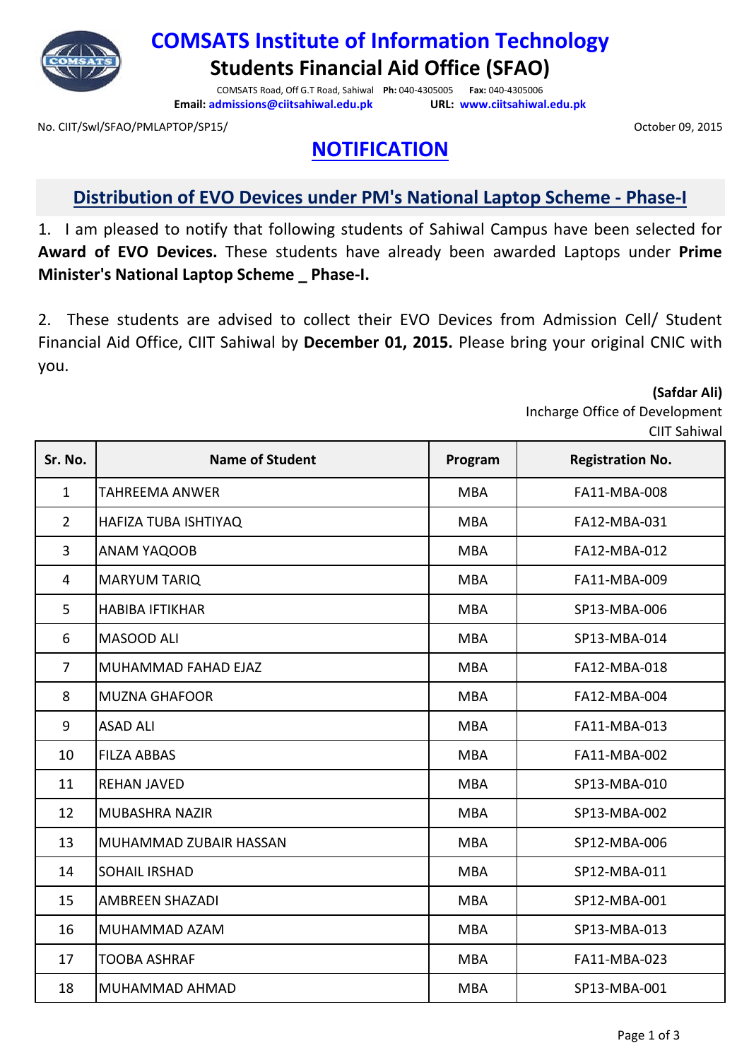# COMSATS Institute of Information Technology

## Students Financial Aid Office (SFAO)

COMSATS Road, Off G.T Road, Sahiwal **Ph:** 040-4305005 **Fax:** 040-4305006
**Email:** admissions@ciitsahiwal.edu.pk **URL:** www.ciitsahiwal.edu.pk

No. CIIT/Swl/SFAO/PMLAPTOP/SP15/ October 09, 2015

## NOTIFICATION

### Distribution of EVO Devices under PM's National Laptop Scheme - Phase-I

1. I am pleased to notify that following students of Sahiwal Campus have been selected for **Award of EVO Devices.** These students have already been awarded Laptops under **Prime Minister's National Laptop Scheme _ Phase-I.**

2. These students are advised to collect their EVO Devices from Admission Cell/ Student Financial Aid Office, CIIT Sahiwal by **December 01, 2015.** Please bring your original CNIC with you.

**(Safdar Ali)**
Incharge Office of Development
CIIT Sahiwal

| Sr. No. | Name of Student | Program | Registration No. |
|---|---|---|---|
| 1 | TAHREEMA ANWER | MBA | FA11-MBA-008 |
| 2 | HAFIZA TUBA ISHTIYAQ | MBA | FA12-MBA-031 |
| 3 | ANAM YAQOOB | MBA | FA12-MBA-012 |
| 4 | MARYUM TARIQ | MBA | FA11-MBA-009 |
| 5 | HABIBA IFTIKHAR | MBA | SP13-MBA-006 |
| 6 | MASOOD ALI | MBA | SP13-MBA-014 |
| 7 | MUHAMMAD FAHAD EJAZ | MBA | FA12-MBA-018 |
| 8 | MUZNA GHAFOOR | MBA | FA12-MBA-004 |
| 9 | ASAD ALI | MBA | FA11-MBA-013 |
| 10 | FILZA ABBAS | MBA | FA11-MBA-002 |
| 11 | REHAN JAVED | MBA | SP13-MBA-010 |
| 12 | MUBASHRA NAZIR | MBA | SP13-MBA-002 |
| 13 | MUHAMMAD ZUBAIR HASSAN | MBA | SP12-MBA-006 |
| 14 | SOHAIL IRSHAD | MBA | SP12-MBA-011 |
| 15 | AMBREEN SHAZADI | MBA | SP12-MBA-001 |
| 16 | MUHAMMAD AZAM | MBA | SP13-MBA-013 |
| 17 | TOOBA ASHRAF | MBA | FA11-MBA-023 |
| 18 | MUHAMMAD AHMAD | MBA | SP13-MBA-001 |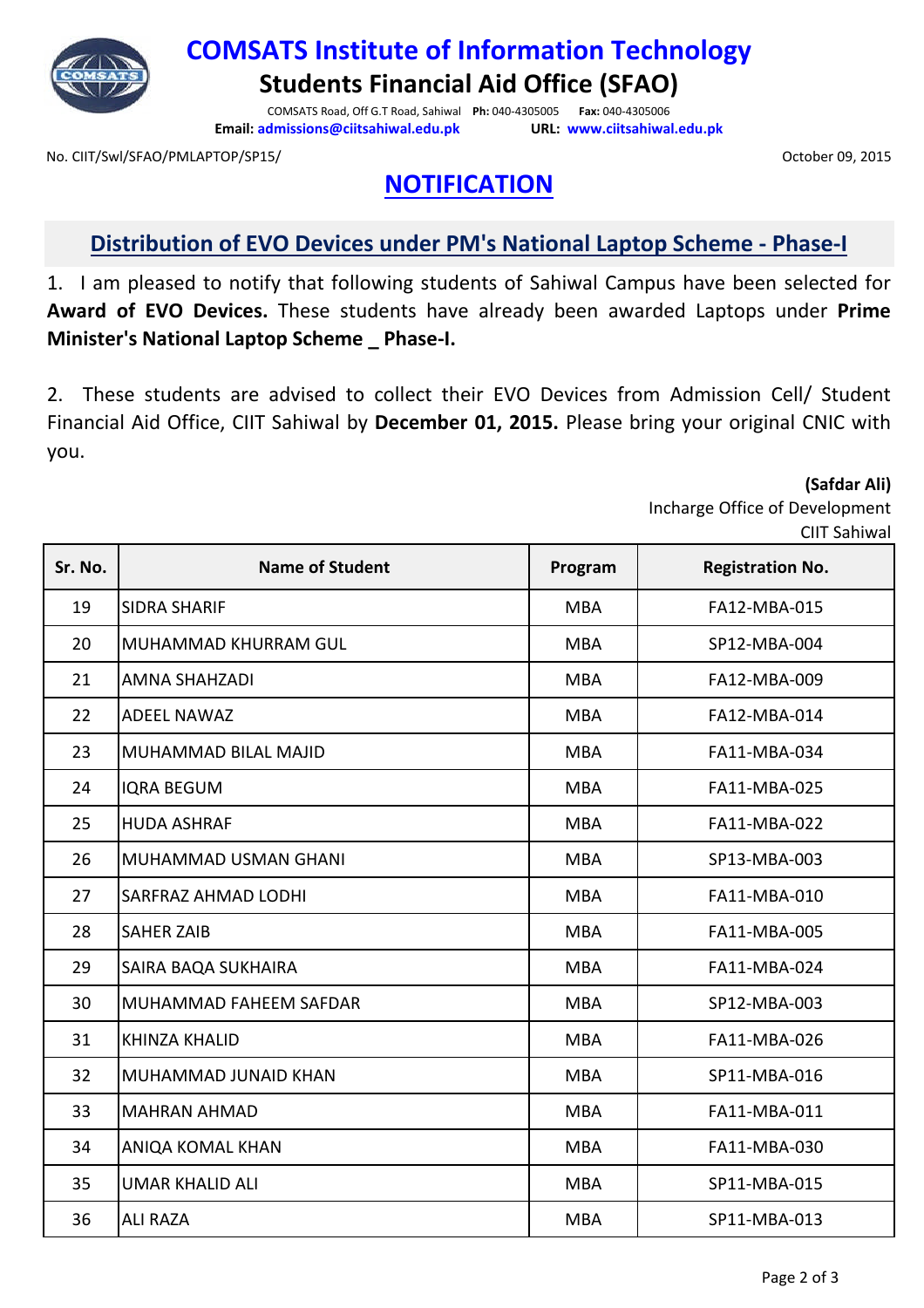# COMSATS Institute of Information Technology

## Students Financial Aid Office (SFAO)

COMSATS Road, Off G.T Road, Sahiwal **Ph:** 040-4305005 **Fax:** 040-4305006
**Email:** admissions@ciitsahiwal.edu.pk **URL:** www.ciitsahiwal.edu.pk

No. CIIT/Swl/SFAO/PMLAPTOP/SP15/ October 09, 2015

## NOTIFICATION

### Distribution of EVO Devices under PM's National Laptop Scheme - Phase-I

1. I am pleased to notify that following students of Sahiwal Campus have been selected for **Award of EVO Devices.** These students have already been awarded Laptops under **Prime Minister's National Laptop Scheme _ Phase-I.**

2. These students are advised to collect their EVO Devices from Admission Cell/ Student Financial Aid Office, CIIT Sahiwal by **December 01, 2015.** Please bring your original CNIC with you.

**(Safdar Ali)**
Incharge Office of Development
CIIT Sahiwal

| Sr. No. | Name of Student | Program | Registration No. |
|---|---|---|---|
| 19 | SIDRA SHARIF | MBA | FA12-MBA-015 |
| 20 | MUHAMMAD KHURRAM GUL | MBA | SP12-MBA-004 |
| 21 | AMNA SHAHZADI | MBA | FA12-MBA-009 |
| 22 | ADEEL NAWAZ | MBA | FA12-MBA-014 |
| 23 | MUHAMMAD BILAL MAJID | MBA | FA11-MBA-034 |
| 24 | IQRA BEGUM | MBA | FA11-MBA-025 |
| 25 | HUDA ASHRAF | MBA | FA11-MBA-022 |
| 26 | MUHAMMAD USMAN GHANI | MBA | SP13-MBA-003 |
| 27 | SARFRAZ AHMAD LODHI | MBA | FA11-MBA-010 |
| 28 | SAHER ZAIB | MBA | FA11-MBA-005 |
| 29 | SAIRA BAQA SUKHAIRA | MBA | FA11-MBA-024 |
| 30 | MUHAMMAD FAHEEM SAFDAR | MBA | SP12-MBA-003 |
| 31 | KHINZA KHALID | MBA | FA11-MBA-026 |
| 32 | MUHAMMAD JUNAID KHAN | MBA | SP11-MBA-016 |
| 33 | MAHRAN AHMAD | MBA | FA11-MBA-011 |
| 34 | ANIQA KOMAL KHAN | MBA | FA11-MBA-030 |
| 35 | UMAR KHALID ALI | MBA | SP11-MBA-015 |
| 36 | ALI RAZA | MBA | SP11-MBA-013 |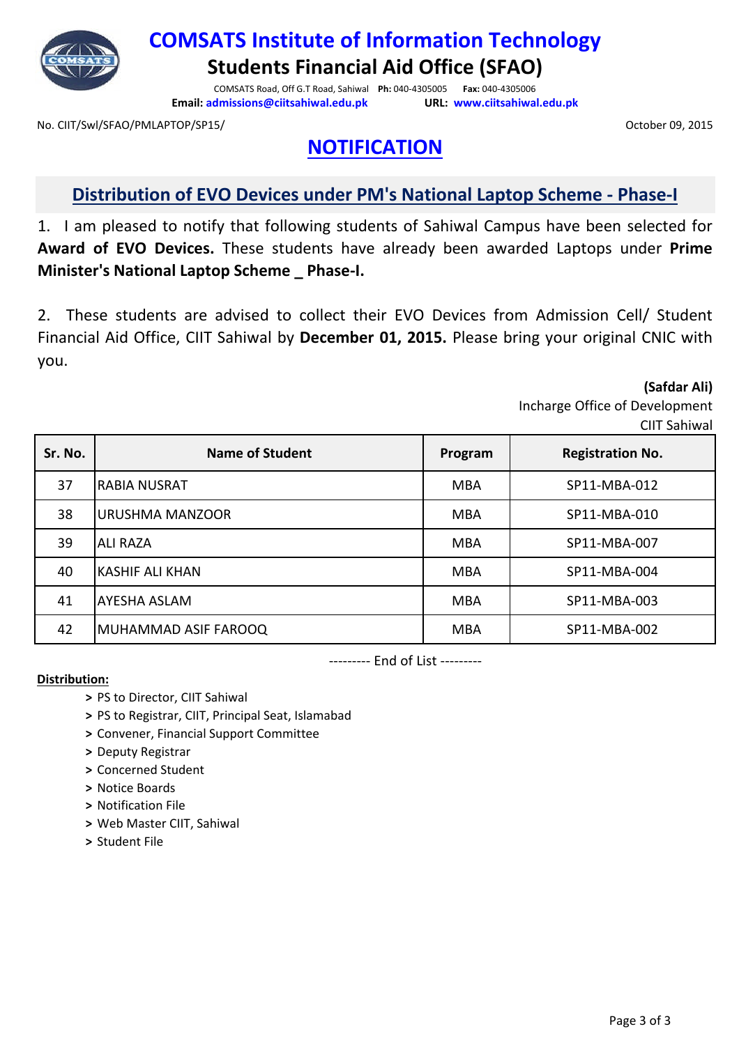# COMSATS Institute of Information Technology

## Students Financial Aid Office (SFAO)

COMSATS Road, Off G.T Road, Sahiwal **Ph:** 040-4305005 **Fax:** 040-4305006
**Email:** admissions@ciitsahiwal.edu.pk **URL:** www.ciitsahiwal.edu.pk

No. CIIT/Swl/SFAO/PMLAPTOP/SP15/

October 09, 2015

## NOTIFICATION

### Distribution of EVO Devices under PM's National Laptop Scheme - Phase-I

1. I am pleased to notify that following students of Sahiwal Campus have been selected for **Award of EVO Devices.** These students have already been awarded Laptops under **Prime Minister's National Laptop Scheme _ Phase-I.**

2. These students are advised to collect their EVO Devices from Admission Cell/ Student Financial Aid Office, CIIT Sahiwal by **December 01, 2015.** Please bring your original CNIC with you.

**(Safdar Ali)**
Incharge Office of Development
CIIT Sahiwal

| Sr. No. | Name of Student | Program | Registration No. |
|---|---|---|---|
| 37 | RABIA NUSRAT | MBA | SP11-MBA-012 |
| 38 | URUSHMA MANZOOR | MBA | SP11-MBA-010 |
| 39 | ALI RAZA | MBA | SP11-MBA-007 |
| 40 | KASHIF ALI KHAN | MBA | SP11-MBA-004 |
| 41 | AYESHA ASLAM | MBA | SP11-MBA-003 |
| 42 | MUHAMMAD ASIF FAROOQ | MBA | SP11-MBA-002 |

--------- End of List ---------

**Distribution:**

- PS to Director, CIIT Sahiwal
- PS to Registrar, CIIT, Principal Seat, Islamabad
- Convener, Financial Support Committee
- Deputy Registrar
- Concerned Student
- Notice Boards
- Notification File
- Web Master CIIT, Sahiwal
- Student File